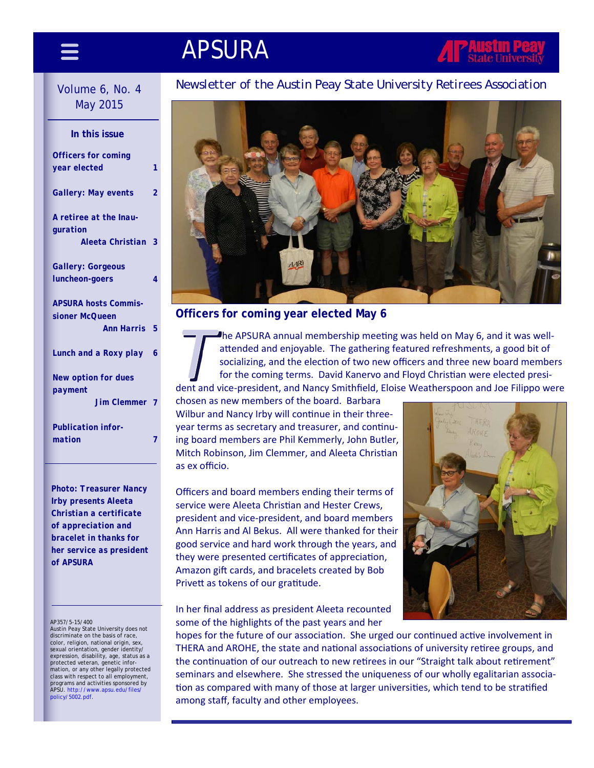# APSURA

Newsletter of the Austin Peay State University Retirees Association

Volume 6, No. 4
May 2015

**In this issue**

- **Officers for coming year elected** 1
- **Gallery: May events** 2
- **A retiree at the Inauguration** — Aleeta Christian 3
- **Gallery: Gorgeous luncheon-goers** 4
- **APSURA hosts Commissioner McQueen** — Ann Harris 5
- **Lunch and a Roxy play** 6
- **New option for dues payment** — Jim Clemmer 7
- **Publication information** 7

**Photo: Treasurer Nancy Irby presents Aleeta Christian a certificate of appreciation and bracelet in thanks for her service as president of APSURA**

AP357/5-15/400
Austin Peay State University does not discriminate on the basis of race, color, religion, national origin, sex, sexual orientation, gender identity/expression, disability, age, status as a protected veteran, genetic information, or any other legally protected class with respect to all employment, programs and activities sponsored by APSU. http://www.apsu.edu/files/policy/5002.pdf.

## Officers for coming year elected May 6

The APSURA annual membership meeting was held on May 6, and it was well-attended and enjoyable. The gathering featured refreshments, a good bit of socializing, and the election of two new officers and three new board members for the coming terms. David Kanervo and Floyd Christian were elected president and vice-president, and Nancy Smithfield, Eloise Weatherspoon and Joe Filippo were chosen as new members of the board. Barbara Wilbur and Nancy Irby will continue in their three-year terms as secretary and treasurer, and continuing board members are Phil Kemmerly, John Butler, Mitch Robinson, Jim Clemmer, and Aleeta Christian as ex officio.

Officers and board members ending their terms of service were Aleeta Christian and Hester Crews, president and vice-president, and board members Ann Harris and Al Bekus. All were thanked for their good service and hard work through the years, and they were presented certificates of appreciation, Amazon gift cards, and bracelets created by Bob Privett as tokens of our gratitude.

In her final address as president Aleeta recounted some of the highlights of the past years and her hopes for the future of our association. She urged our continued active involvement in THERA and AROHE, the state and national associations of university retiree groups, and the continuation of our outreach to new retirees in our "Straight talk about retirement" seminars and elsewhere. She stressed the uniqueness of our wholly egalitarian association as compared with many of those at larger universities, which tend to be stratified among staff, faculty and other employees.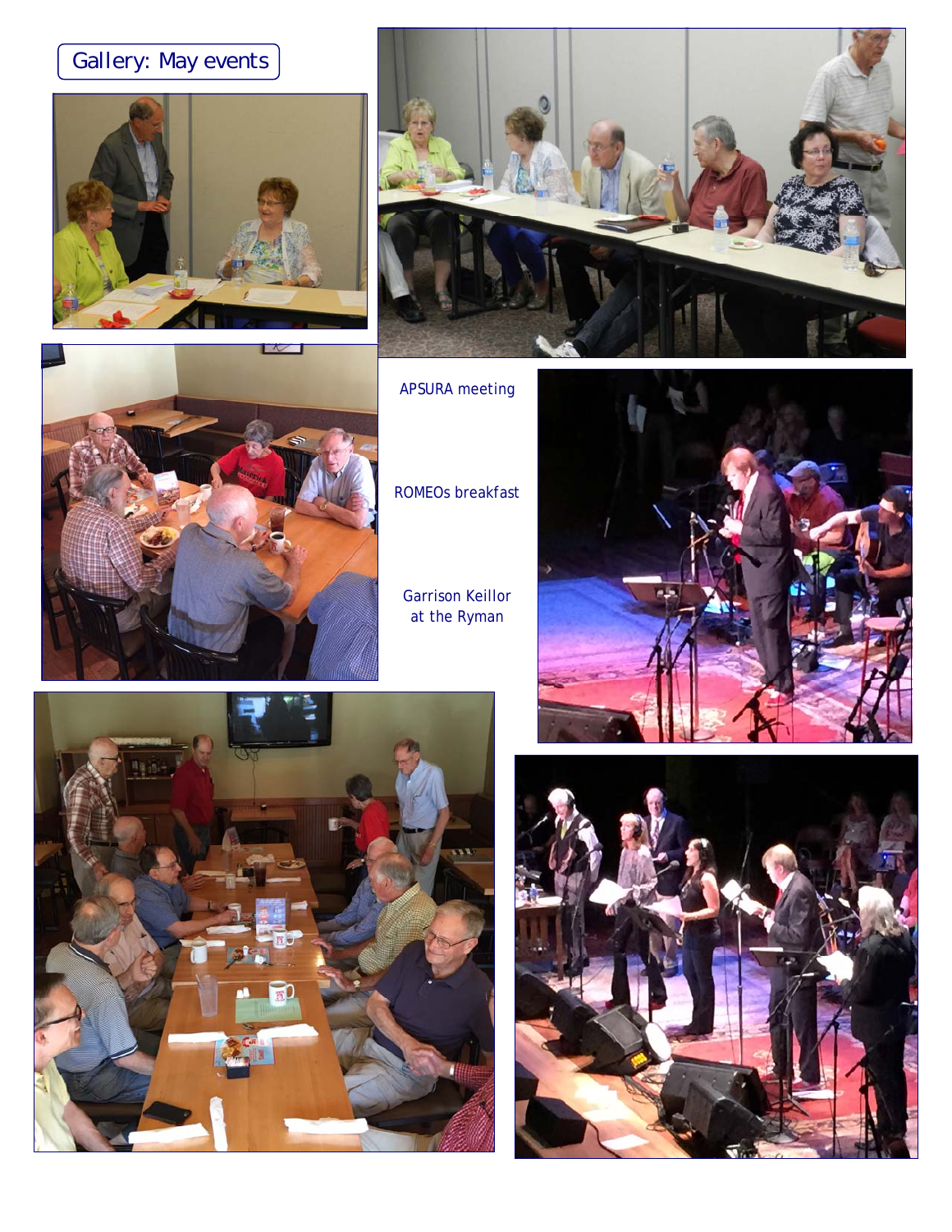## Gallery: May events

APSURA meeting

ROMEOs breakfast

Garrison Keillor at the Ryman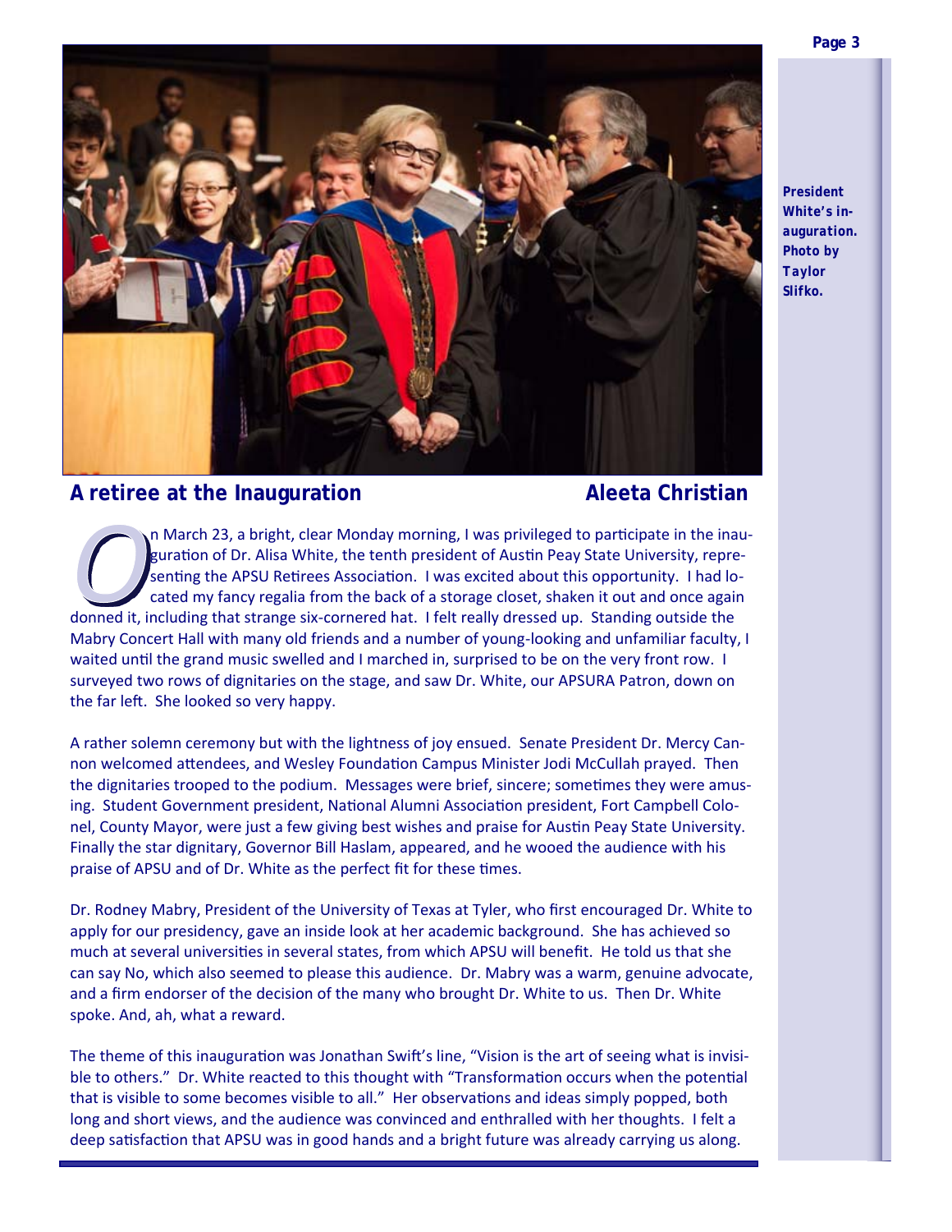*President White's inauguration. Photo by Taylor Slifko.*

## A retiree at the Inauguration

**Aleeta Christian**

On March 23, a bright, clear Monday morning, I was privileged to participate in the inauguration of Dr. Alisa White, the tenth president of Austin Peay State University, representing the APSU Retirees Association. I was excited about this opportunity. I had located my fancy regalia from the back of a storage closet, shaken it out and once again donned it, including that strange six-cornered hat. I felt really dressed up. Standing outside the Mabry Concert Hall with many old friends and a number of young-looking and unfamiliar faculty, I waited until the grand music swelled and I marched in, surprised to be on the very front row. I surveyed two rows of dignitaries on the stage, and saw Dr. White, our APSURA Patron, down on the far left. She looked so very happy.

A rather solemn ceremony but with the lightness of joy ensued. Senate President Dr. Mercy Cannon welcomed attendees, and Wesley Foundation Campus Minister Jodi McCullah prayed. Then the dignitaries trooped to the podium. Messages were brief, sincere; sometimes they were amusing. Student Government president, National Alumni Association president, Fort Campbell Colonel, County Mayor, were just a few giving best wishes and praise for Austin Peay State University. Finally the star dignitary, Governor Bill Haslam, appeared, and he wooed the audience with his praise of APSU and of Dr. White as the perfect fit for these times.

Dr. Rodney Mabry, President of the University of Texas at Tyler, who first encouraged Dr. White to apply for our presidency, gave an inside look at her academic background. She has achieved so much at several universities in several states, from which APSU will benefit. He told us that she can say No, which also seemed to please this audience. Dr. Mabry was a warm, genuine advocate, and a firm endorser of the decision of the many who brought Dr. White to us. Then Dr. White spoke. And, ah, what a reward.

The theme of this inauguration was Jonathan Swift's line, "Vision is the art of seeing what is invisible to others." Dr. White reacted to this thought with "Transformation occurs when the potential that is visible to some becomes visible to all." Her observations and ideas simply popped, both long and short views, and the audience was convinced and enthralled with her thoughts. I felt a deep satisfaction that APSU was in good hands and a bright future was already carrying us along.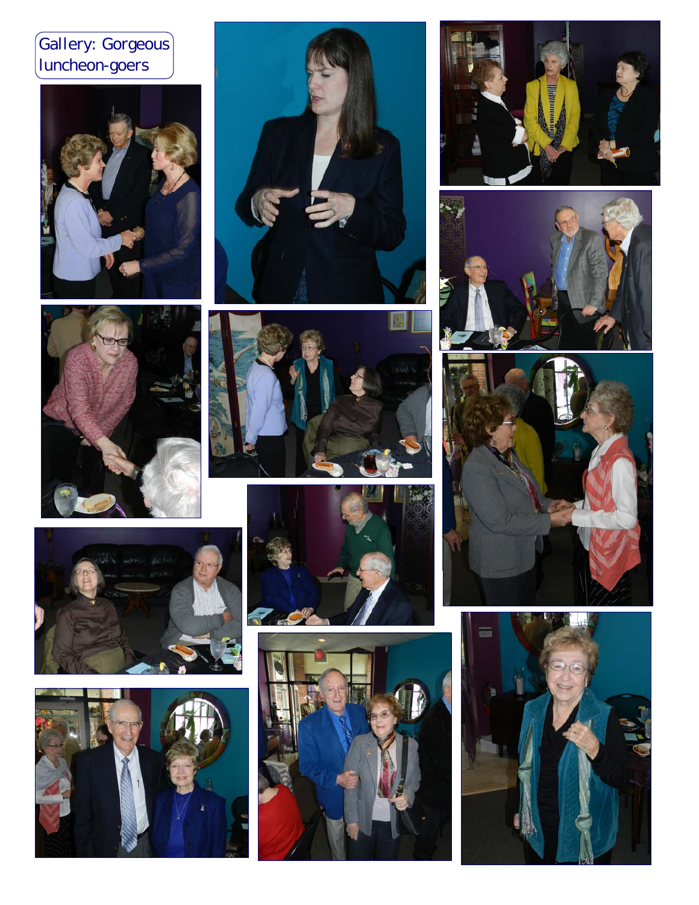Gallery: Gorgeous luncheon-goers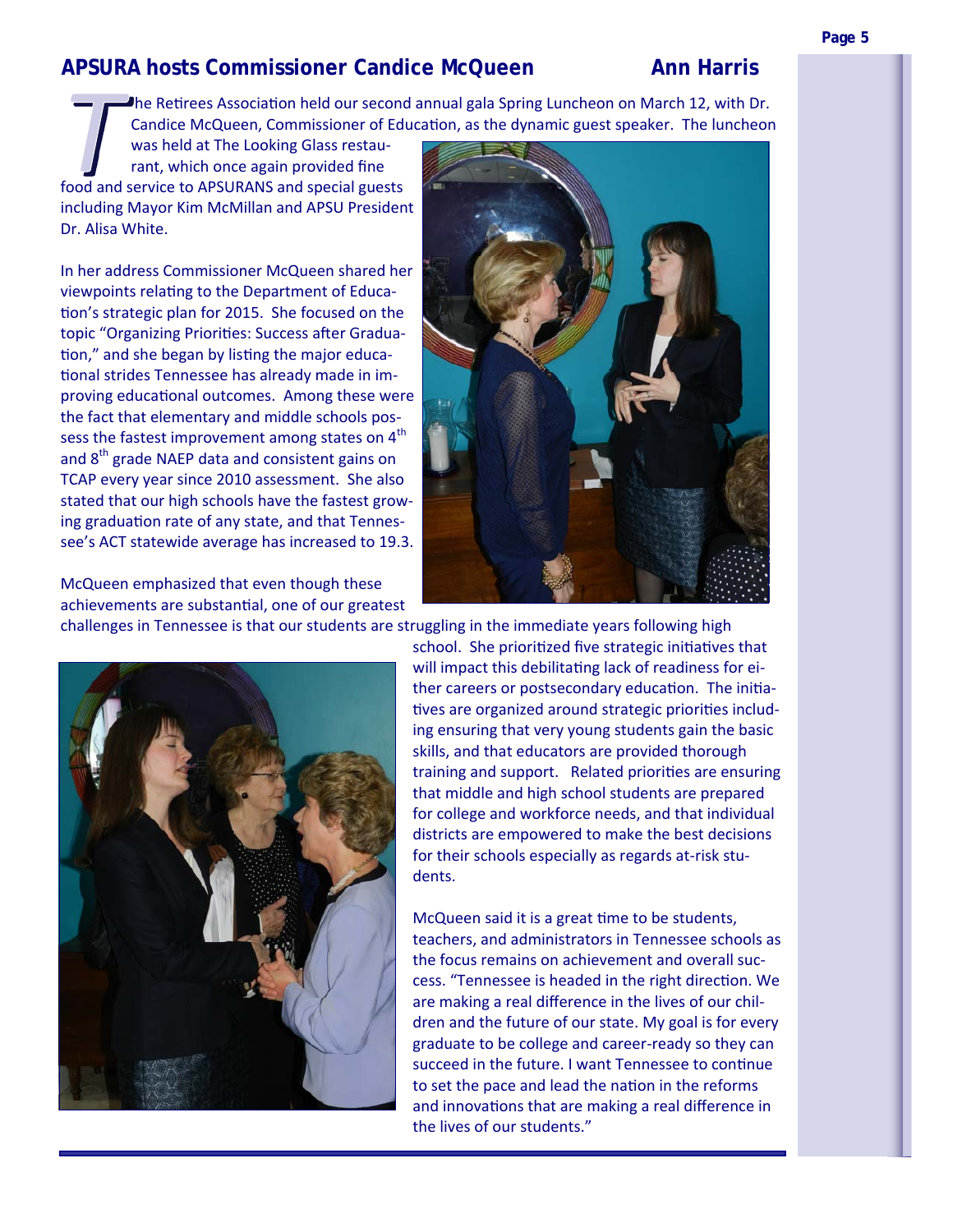## APSURA hosts Commissioner Candice McQueen — Ann Harris

The Retirees Association held our second annual gala Spring Luncheon on March 12, with Dr. Candice McQueen, Commissioner of Education, as the dynamic guest speaker. The luncheon was held at The Looking Glass restaurant, which once again provided fine food and service to APSURANS and special guests including Mayor Kim McMillan and APSU President Dr. Alisa White.

In her address Commissioner McQueen shared her viewpoints relating to the Department of Education's strategic plan for 2015. She focused on the topic "Organizing Priorities: Success after Graduation," and she began by listing the major educational strides Tennessee has already made in improving educational outcomes. Among these were the fact that elementary and middle schools possess the fastest improvement among states on 4th and 8th grade NAEP data and consistent gains on TCAP every year since 2010 assessment. She also stated that our high schools have the fastest growing graduation rate of any state, and that Tennessee's ACT statewide average has increased to 19.3.

McQueen emphasized that even though these achievements are substantial, one of our greatest challenges in Tennessee is that our students are struggling in the immediate years following high school. She prioritized five strategic initiatives that will impact this debilitating lack of readiness for either careers or postsecondary education. The initiatives are organized around strategic priorities including ensuring that very young students gain the basic skills, and that educators are provided thorough training and support. Related priorities are ensuring that middle and high school students are prepared for college and workforce needs, and that individual districts are empowered to make the best decisions for their schools especially as regards at-risk students.

McQueen said it is a great time to be students, teachers, and administrators in Tennessee schools as the focus remains on achievement and overall success. "Tennessee is headed in the right direction. We are making a real difference in the lives of our children and the future of our state. My goal is for every graduate to be college and career-ready so they can succeed in the future. I want Tennessee to continue to set the pace and lead the nation in the reforms and innovations that are making a real difference in the lives of our students."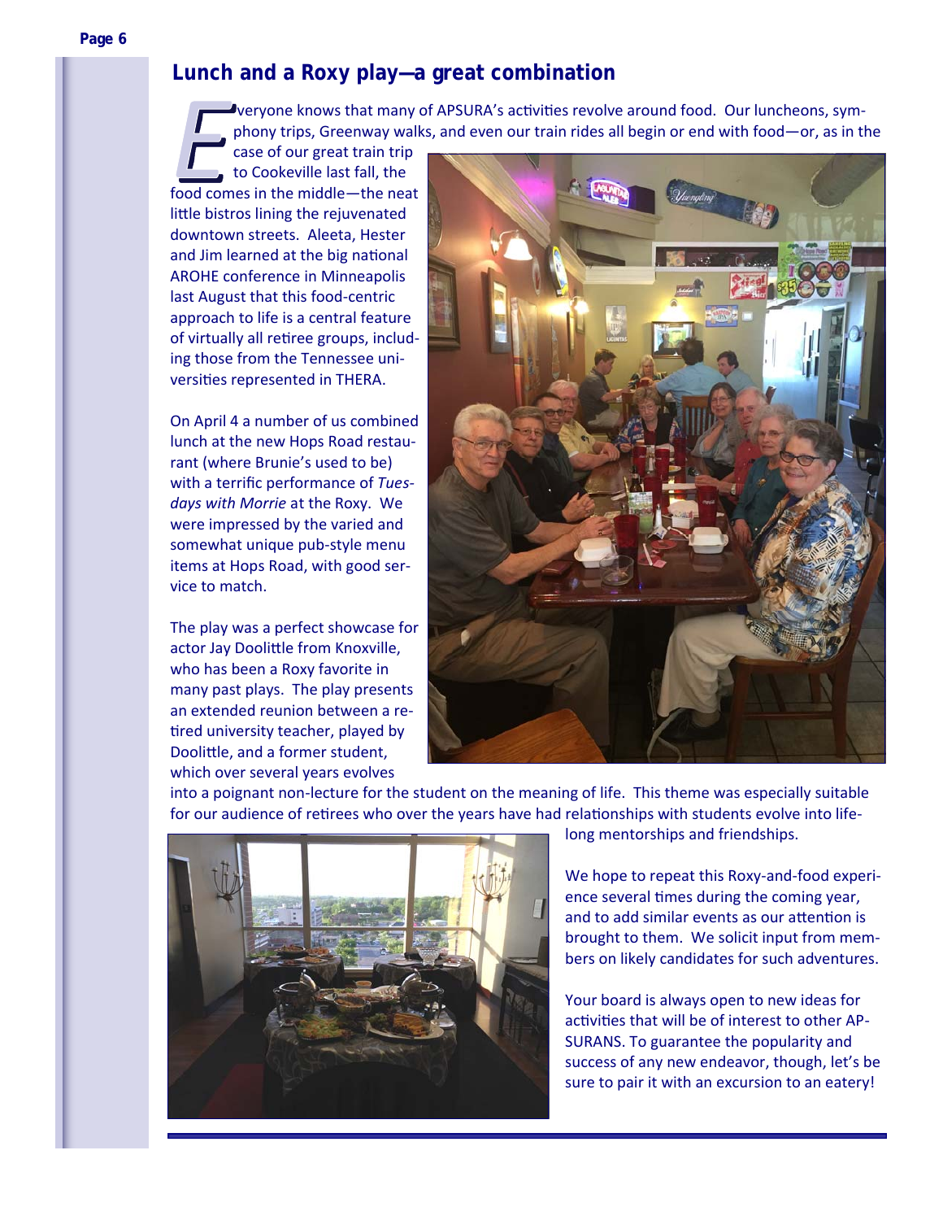## Lunch and a Roxy play—a great combination

Everyone knows that many of APSURA's activities revolve around food. Our luncheons, symphony trips, Greenway walks, and even our train rides all begin or end with food—or, as in the case of our great train trip to Cookeville last fall, the food comes in the middle—the neat little bistros lining the rejuvenated downtown streets. Aleeta, Hester and Jim learned at the big national AROHE conference in Minneapolis last August that this food-centric approach to life is a central feature of virtually all retiree groups, including those from the Tennessee universities represented in THERA.

On April 4 a number of us combined lunch at the new Hops Road restaurant (where Brunie's used to be) with a terrific performance of *Tuesdays with Morrie* at the Roxy. We were impressed by the varied and somewhat unique pub-style menu items at Hops Road, with good service to match.

The play was a perfect showcase for actor Jay Doolittle from Knoxville, who has been a Roxy favorite in many past plays. The play presents an extended reunion between a retired university teacher, played by Doolittle, and a former student, which over several years evolves into a poignant non-lecture for the student on the meaning of life. This theme was especially suitable for our audience of retirees who over the years have had relationships with students evolve into lifelong mentorships and friendships.

We hope to repeat this Roxy-and-food experience several times during the coming year, and to add similar events as our attention is brought to them. We solicit input from members on likely candidates for such adventures.

Your board is always open to new ideas for activities that will be of interest to other APSURANS. To guarantee the popularity and success of any new endeavor, though, let's be sure to pair it with an excursion to an eatery!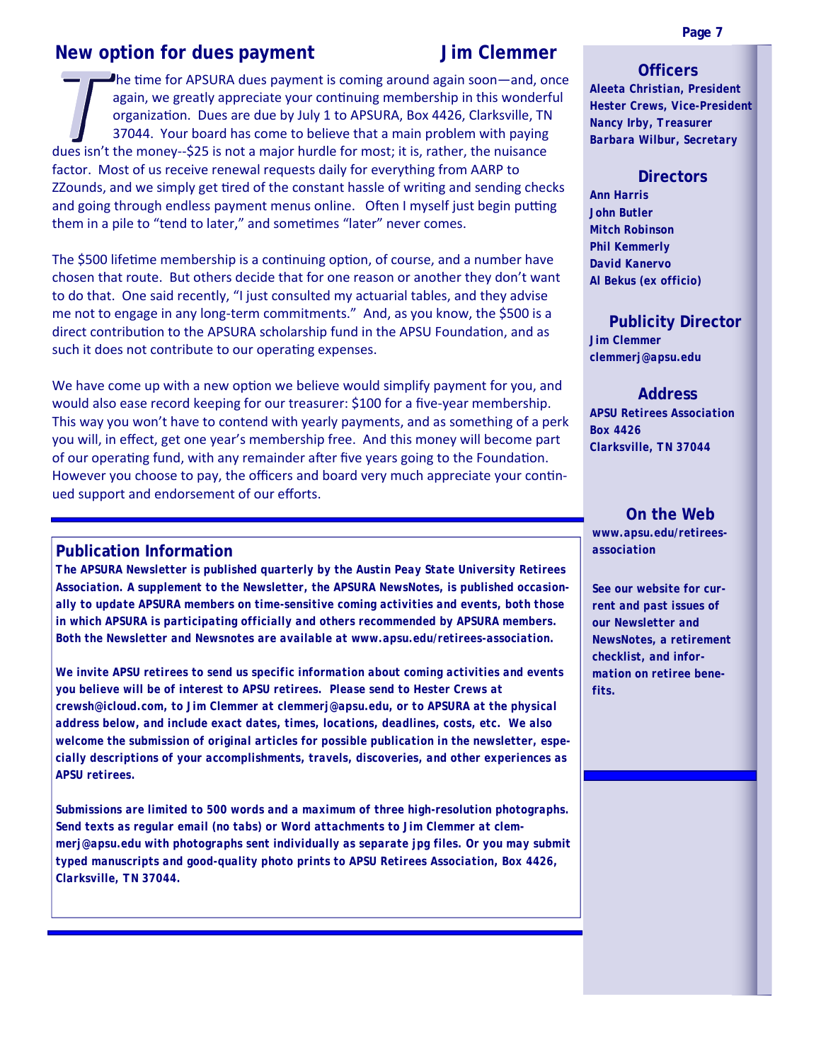## New option for dues payment — Jim Clemmer

The time for APSURA dues payment is coming around again soon—and, once again, we greatly appreciate your continuing membership in this wonderful organization. Dues are due by July 1 to APSURA, Box 4426, Clarksville, TN 37044. Your board has come to believe that a main problem with paying dues isn't the money--$25 is not a major hurdle for most; it is, rather, the nuisance factor. Most of us receive renewal requests daily for everything from AARP to ZZounds, and we simply get tired of the constant hassle of writing and sending checks and going through endless payment menus online. Often I myself just begin putting them in a pile to "tend to later," and sometimes "later" never comes.

The $500 lifetime membership is a continuing option, of course, and a number have chosen that route. But others decide that for one reason or another they don't want to do that. One said recently, "I just consulted my actuarial tables, and they advise me not to engage in any long-term commitments." And, as you know, the $500 is a direct contribution to the APSURA scholarship fund in the APSU Foundation, and as such it does not contribute to our operating expenses.

We have come up with a new option we believe would simplify payment for you, and would also ease record keeping for our treasurer: $100 for a five-year membership. This way you won't have to contend with yearly payments, and as something of a perk you will, in effect, get one year's membership free. And this money will become part of our operating fund, with any remainder after five years going to the Foundation. However you choose to pay, the officers and board very much appreciate your continued support and endorsement of our efforts.

---

### Publication Information

**The APSURA Newsletter is published quarterly by the Austin Peay State University Retirees Association. A supplement to the Newsletter, the APSURA NewsNotes, is published occasionally to update APSURA members on time-sensitive coming activities and events, both those in which APSURA is participating officially and others recommended by APSURA members. Both the Newsletter and Newsnotes are available at www.apsu.edu/retirees-association.**

**We invite APSU retirees to send us specific information about coming activities and events you believe will be of interest to APSU retirees. Please send to Hester Crews at crewsh@icloud.com, to Jim Clemmer at clemmerj@apsu.edu, or to APSURA at the physical address below, and include exact dates, times, locations, deadlines, costs, etc. We also welcome the submission of original articles for possible publication in the newsletter, especially descriptions of your accomplishments, travels, discoveries, and other experiences as APSU retirees.**

**Submissions are limited to 500 words and a maximum of three high-resolution photographs. Send texts as regular email (no tabs) or Word attachments to Jim Clemmer at clemmerj@apsu.edu with photographs sent individually as separate jpg files. Or you may submit typed manuscripts and good-quality photo prints to APSU Retirees Association, Box 4426, Clarksville, TN 37044.**

---

### Officers

**Aleeta Christian, President**
**Hester Crews, Vice-President**
**Nancy Irby, Treasurer**
**Barbara Wilbur, Secretary**

### Directors

**Ann Harris**
**John Butler**
**Mitch Robinson**
**Phil Kemmerly**
**David Kanervo**
**Al Bekus (ex officio)**

### Publicity Director

**Jim Clemmer**
**clemmerj@apsu.edu**

### Address

**APSU Retirees Association**
**Box 4426**
**Clarksville, TN 37044**

### On the Web

**www.apsu.edu/retirees-association**

**See our website for current and past issues of our Newsletter and NewsNotes, a retirement checklist, and information on retiree benefits.**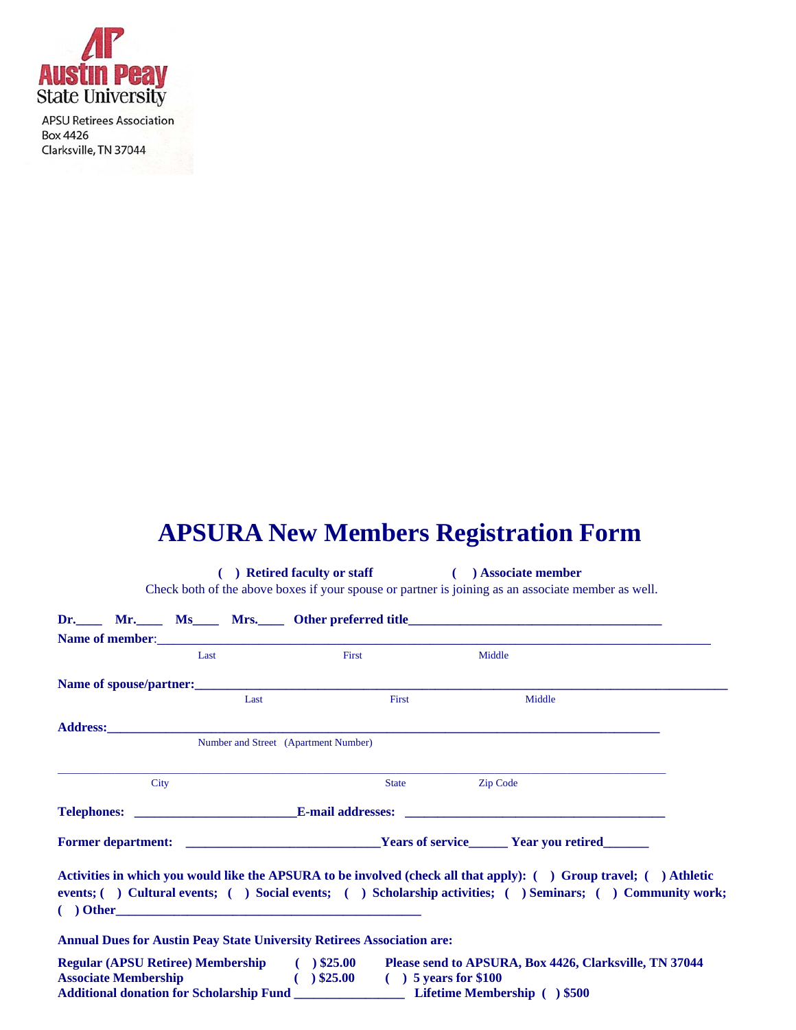Austin Peay State University

APSU Retirees Association
Box 4426
Clarksville, TN 37044

# APSURA New Members Registration Form

**( ) Retired faculty or staff** **( ) Associate member**

Check both of the above boxes if your spouse or partner is joining as an associate member as well.

**Dr.\_\_\_\_ Mr.\_\_\_\_ Ms\_\_\_\_ Mrs.\_\_\_\_ Other preferred title\_\_\_\_\_\_\_\_\_\_\_\_\_\_\_\_\_\_\_\_\_\_\_\_\_\_\_\_\_\_\_\_\_\_\_\_\_\_\_**

**Name of member**:\_\_\_\_\_\_\_\_\_\_\_\_\_\_\_\_\_\_\_\_\_\_\_\_\_\_\_\_\_\_\_\_\_\_\_\_\_\_\_\_\_\_\_\_\_\_\_\_\_\_\_\_\_\_\_\_\_\_\_\_\_\_\_\_\_\_\_\_\_\_\_\_\_\_\_\_\_\_\_\_\_

Last First Middle

**Name of spouse/partner:**\_\_\_\_\_\_\_\_\_\_\_\_\_\_\_\_\_\_\_\_\_\_\_\_\_\_\_\_\_\_\_\_\_\_\_\_\_\_\_\_\_\_\_\_\_\_\_\_\_\_\_\_\_\_\_\_\_\_\_\_\_\_\_\_\_\_\_\_\_\_\_\_\_\_\_\_\_\_\_\_\_

Last First Middle

**Address:**\_\_\_\_\_\_\_\_\_\_\_\_\_\_\_\_\_\_\_\_\_\_\_\_\_\_\_\_\_\_\_\_\_\_\_\_\_\_\_\_\_\_\_\_\_\_\_\_\_\_\_\_\_\_\_\_\_\_\_\_\_\_\_\_\_\_\_\_\_\_\_\_\_\_\_\_\_\_\_\_\_\_

Number and Street (Apartment Number)

\_\_\_\_\_\_\_\_\_\_\_\_\_\_\_\_\_\_\_\_\_\_\_\_\_\_\_\_\_\_\_\_\_\_\_\_\_\_\_\_\_\_\_\_\_\_\_\_\_\_\_\_\_\_\_\_\_\_\_\_\_\_\_\_\_\_\_\_\_\_\_\_\_\_\_\_\_\_\_\_\_\_\_\_\_\_\_\_\_\_\_

City State Zip Code

**Telephones: \_\_\_\_\_\_\_\_\_\_\_\_\_\_\_\_\_\_\_\_\_\_\_\_\_\_\_E-mail addresses: \_\_\_\_\_\_\_\_\_\_\_\_\_\_\_\_\_\_\_\_\_\_\_\_\_\_\_\_\_\_\_\_\_\_\_\_\_\_\_\_\_\_**

**Former department: \_\_\_\_\_\_\_\_\_\_\_\_\_\_\_\_\_\_\_\_\_\_\_\_\_\_\_\_\_\_\_\_Years of service\_\_\_\_\_\_ Year you retired\_\_\_\_\_\_\_**

**Activities in which you would like the APSURA to be involved (check all that apply): ( ) Group travel; ( ) Athletic events; ( ) Cultural events; ( ) Social events; ( ) Scholarship activities; ( ) Seminars; ( ) Community work; ( ) Other\_\_\_\_\_\_\_\_\_\_\_\_\_\_\_\_\_\_\_\_\_\_\_\_\_\_\_\_\_\_\_\_\_\_\_\_\_\_\_\_\_\_\_\_\_\_\_\_\_\_\_\_**

**Annual Dues for Austin Peay State University Retirees Association are:**

**Regular (APSU Retiree) Membership ( ) $25.00** **Please send to APSURA, Box 4426, Clarksville, TN 37044**
**Associate Membership ( ) $25.00** **( ) 5 years for $100**
**Additional donation for Scholarship Fund \_\_\_\_\_\_\_\_\_\_\_\_\_\_\_\_\_\_** **Lifetime Membership ( ) $500**